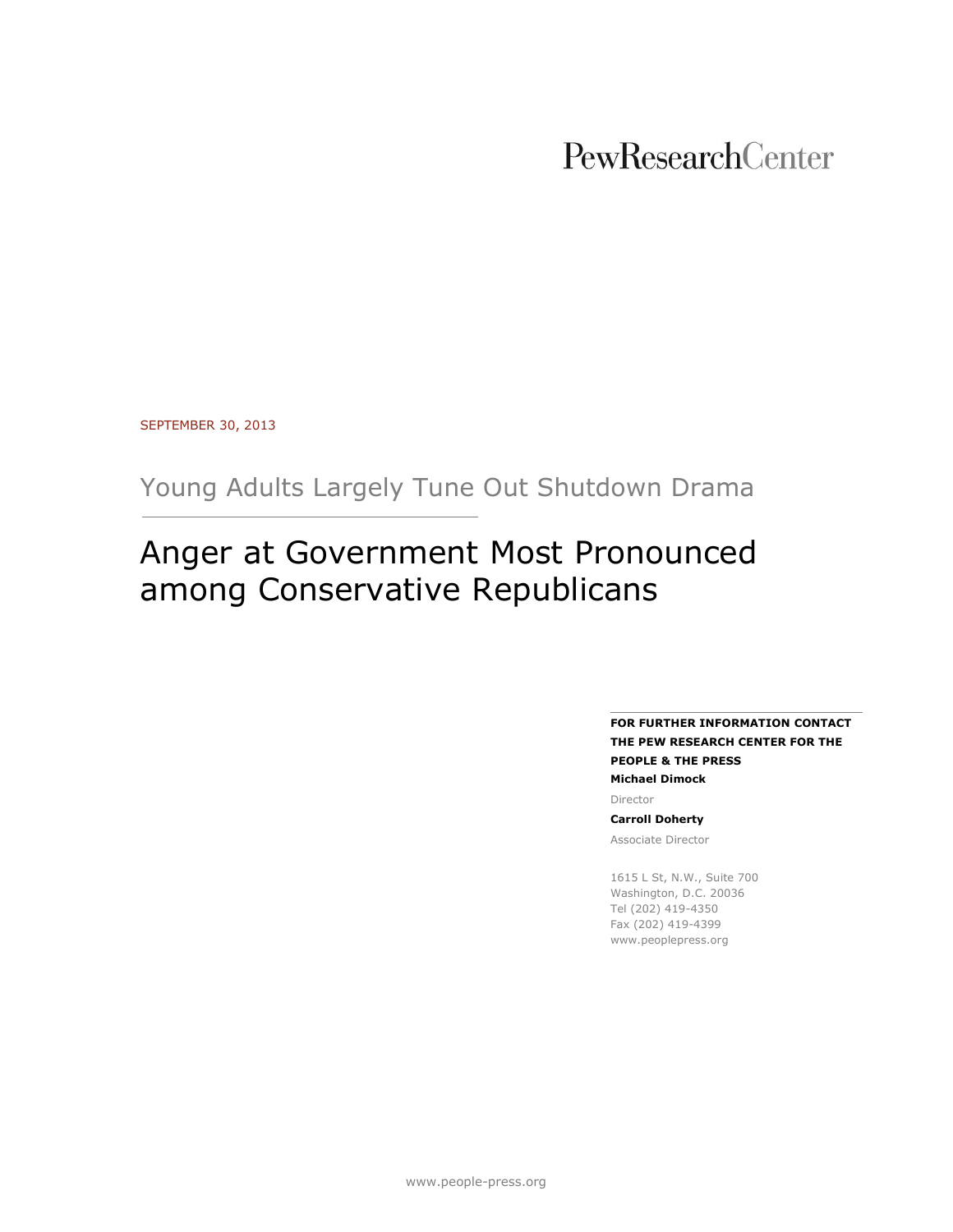PewResearchCenter

SEPTEMBER 30, 2013

## Young Adults Largely Tune Out Shutdown Drama

# Anger at Government Most Pronounced among Conservative Republicans

**FOR FURTHER INFORMATION CONTACT THE PEW RESEARCH CENTER FOR THE PEOPLE & THE PRESS**

**Michael Dimock**

Director

**Carroll Doherty**

Associate Director

1615 L St, N.W., Suite 700
Washington, D.C. 20036
Tel (202) 419-4350
Fax (202) 419-4399
www.peoplepress.org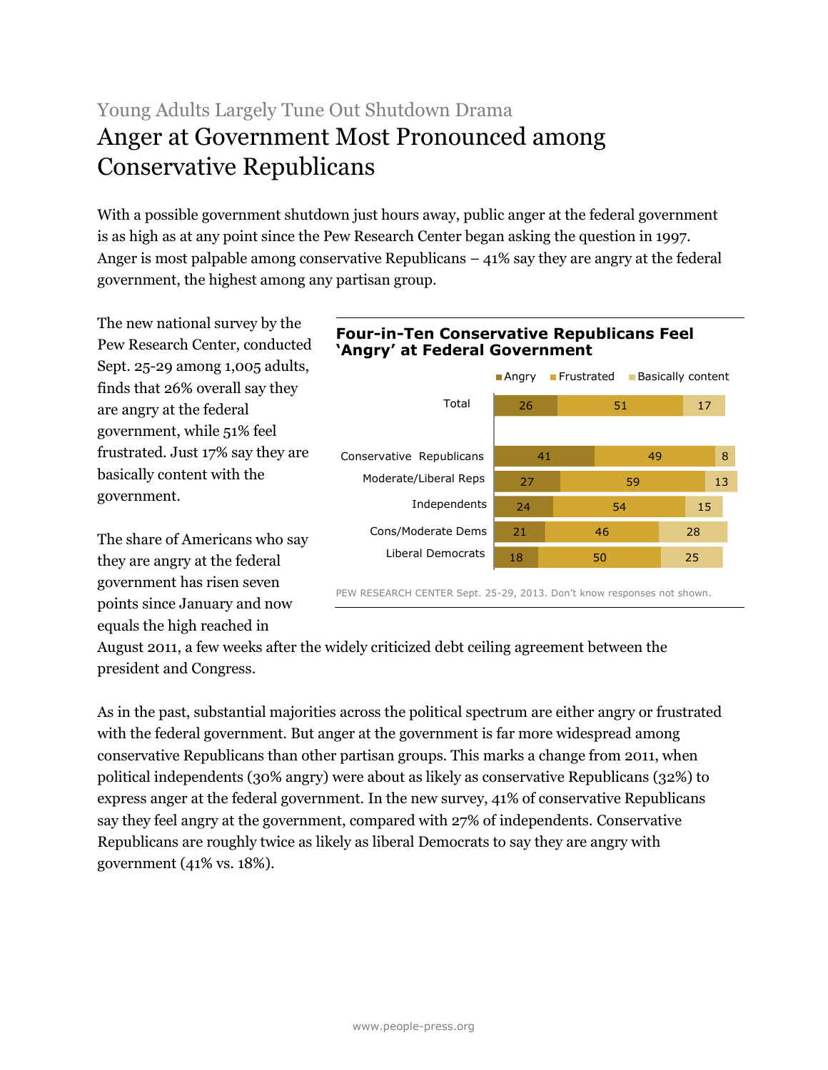Young Adults Largely Tune Out Shutdown Drama

# Anger at Government Most Pronounced among Conservative Republicans

With a possible government shutdown just hours away, public anger at the federal government is as high as at any point since the Pew Research Center began asking the question in 1997. Anger is most palpable among conservative Republicans – 41% say they are angry at the federal government, the highest among any partisan group.

The new national survey by the Pew Research Center, conducted Sept. 25-29 among 1,005 adults, finds that 26% overall say they are angry at the federal government, while 51% feel frustrated. Just 17% say they are basically content with the government.

**Four-in-Ten Conservative Republicans Feel 'Angry' at Federal Government**

| | Angry | Frustrated | Basically content |
|---|---|---|---|
| Total | 26 | 51 | 17 |
| Conservative Republicans | 41 | 49 | 8 |
| Moderate/Liberal Reps | 27 | 59 | 13 |
| Independents | 24 | 54 | 15 |
| Cons/Moderate Dems | 21 | 46 | 28 |
| Liberal Democrats | 18 | 50 | 25 |

PEW RESEARCH CENTER Sept. 25-29, 2013. Don't know responses not shown.

The share of Americans who say they are angry at the federal government has risen seven points since January and now equals the high reached in August 2011, a few weeks after the widely criticized debt ceiling agreement between the president and Congress.

As in the past, substantial majorities across the political spectrum are either angry or frustrated with the federal government. But anger at the government is far more widespread among conservative Republicans than other partisan groups. This marks a change from 2011, when political independents (30% angry) were about as likely as conservative Republicans (32%) to express anger at the federal government. In the new survey, 41% of conservative Republicans say they feel angry at the government, compared with 27% of independents. Conservative Republicans are roughly twice as likely as liberal Democrats to say they are angry with government (41% vs. 18%).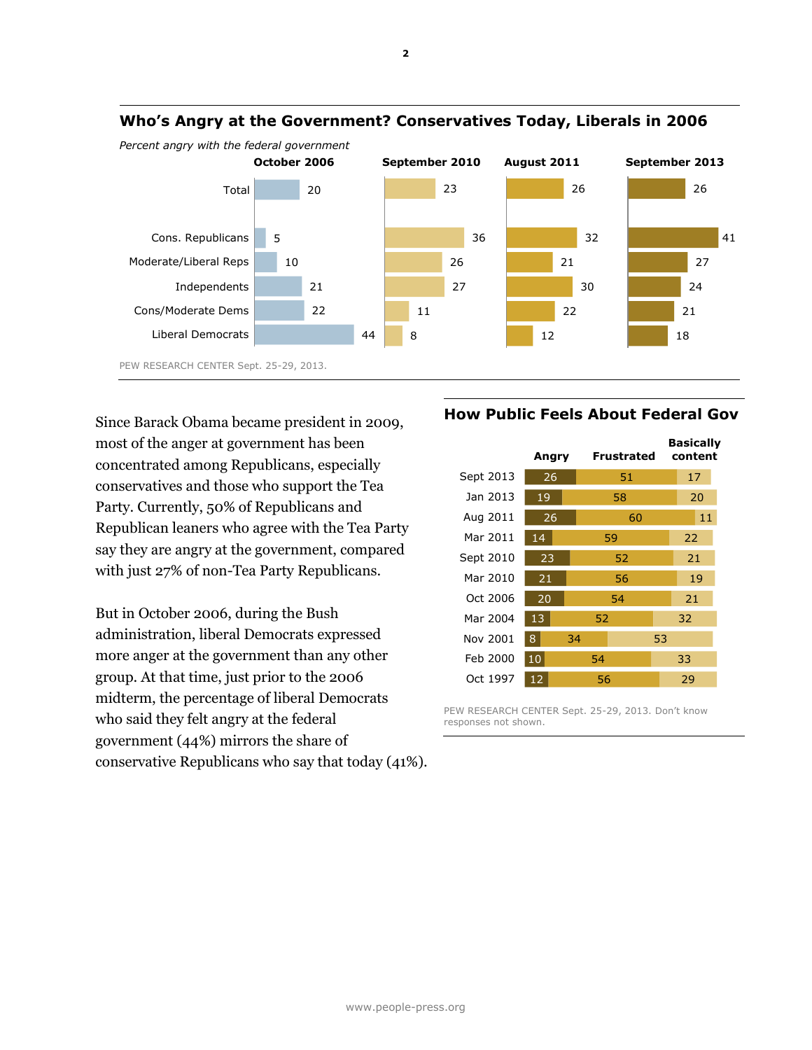## Who's Angry at the Government? Conservatives Today, Liberals in 2006

*Percent angry with the federal government*

| | October 2006 | September 2010 | August 2011 | September 2013 |
|---|---|---|---|---|
| Total | 20 | 23 | 26 | 26 |
| Cons. Republicans | 5 | 36 | 32 | 41 |
| Moderate/Liberal Reps | 10 | 26 | 21 | 27 |
| Independents | 21 | 27 | 30 | 24 |
| Cons/Moderate Dems | 22 | 11 | 22 | 21 |
| Liberal Democrats | 44 | 8 | 12 | 18 |

PEW RESEARCH CENTER Sept. 25-29, 2013.

Since Barack Obama became president in 2009, most of the anger at government has been concentrated among Republicans, especially conservatives and those who support the Tea Party. Currently, 50% of Republicans and Republican leaners who agree with the Tea Party say they are angry at the government, compared with just 27% of non-Tea Party Republicans.

But in October 2006, during the Bush administration, liberal Democrats expressed more anger at the government than any other group. At that time, just prior to the 2006 midterm, the percentage of liberal Democrats who said they felt angry at the federal government (44%) mirrors the share of conservative Republicans who say that today (41%).

## How Public Feels About Federal Gov

| | Angry | Frustrated | Basically content |
|---|---|---|---|
| Sept 2013 | 26 | 51 | 17 |
| Jan 2013 | 19 | 58 | 20 |
| Aug 2011 | 26 | 60 | 11 |
| Mar 2011 | 14 | 59 | 22 |
| Sept 2010 | 23 | 52 | 21 |
| Mar 2010 | 21 | 56 | 19 |
| Oct 2006 | 20 | 54 | 21 |
| Mar 2004 | 13 | 52 | 32 |
| Nov 2001 | 8 | 34 | 53 |
| Feb 2000 | 10 | 54 | 33 |
| Oct 1997 | 12 | 56 | 29 |

PEW RESEARCH CENTER Sept. 25-29, 2013. Don't know responses not shown.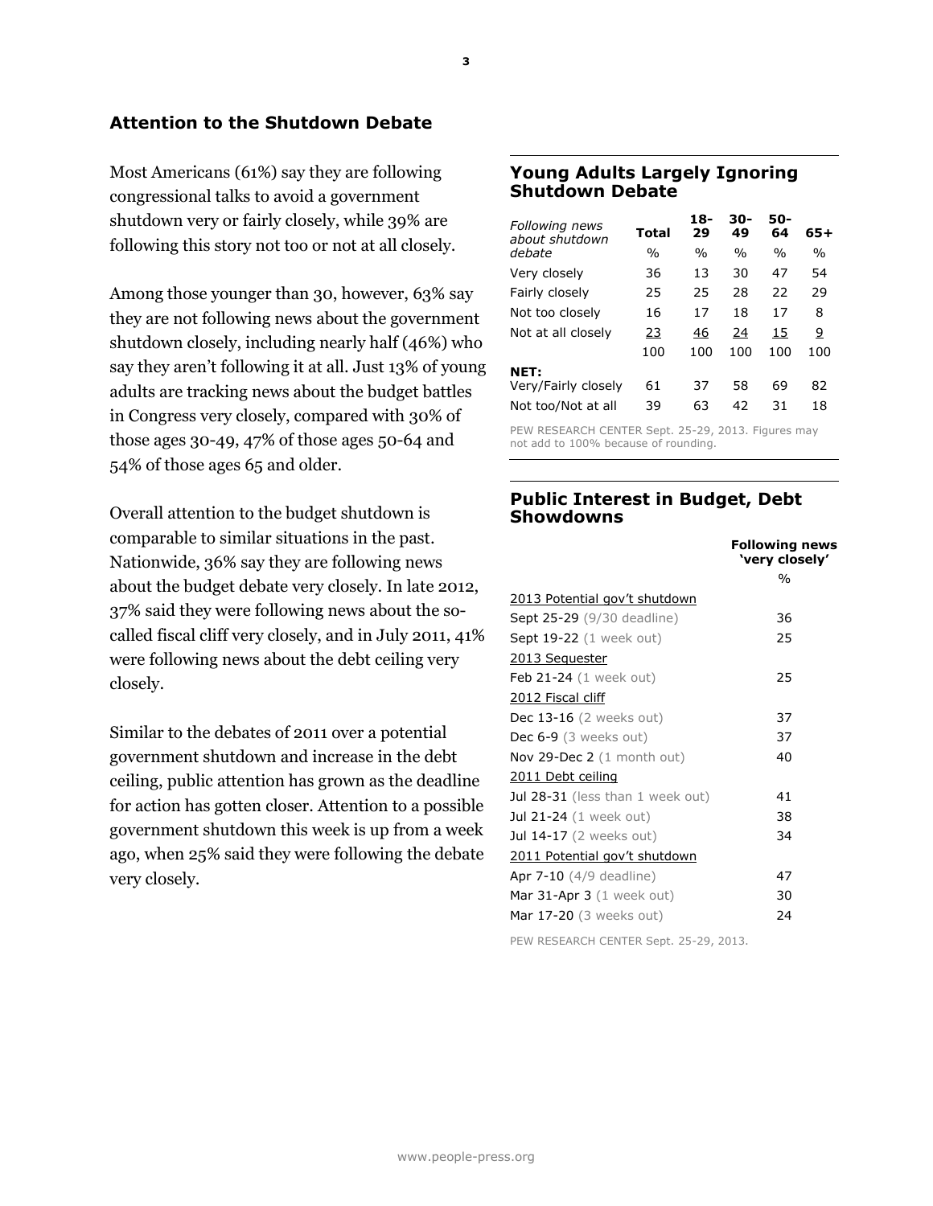## Attention to the Shutdown Debate

Most Americans (61%) say they are following congressional talks to avoid a government shutdown very or fairly closely, while 39% are following this story not too or not at all closely.

Among those younger than 30, however, 63% say they are not following news about the government shutdown closely, including nearly half (46%) who say they aren't following it at all. Just 13% of young adults are tracking news about the budget battles in Congress very closely, compared with 30% of those ages 30-49, 47% of those ages 50-64 and 54% of those ages 65 and older.

Overall attention to the budget shutdown is comparable to similar situations in the past. Nationwide, 36% say they are following news about the budget debate very closely. In late 2012, 37% said they were following news about the so-called fiscal cliff very closely, and in July 2011, 41% were following news about the debt ceiling very closely.

Similar to the debates of 2011 over a potential government shutdown and increase in the debt ceiling, public attention has grown as the deadline for action has gotten closer. Attention to a possible government shutdown this week is up from a week ago, when 25% said they were following the debate very closely.

### Young Adults Largely Ignoring Shutdown Debate

| *Following news about shutdown debate* | Total | 18-29 | 30-49 | 50-64 | 65+ |
|---|---|---|---|---|---|
| | % | % | % | % | % |
| Very closely | 36 | 13 | 30 | 47 | 54 |
| Fairly closely | 25 | 25 | 28 | 22 | 29 |
| Not too closely | 16 | 17 | 18 | 17 | 8 |
| Not at all closely | 23 | 46 | 24 | 15 | 9 |
| | 100 | 100 | 100 | 100 | 100 |
| **NET:** | | | | | |
| Very/Fairly closely | 61 | 37 | 58 | 69 | 82 |
| Not too/Not at all | 39 | 63 | 42 | 31 | 18 |

PEW RESEARCH CENTER Sept. 25-29, 2013. Figures may not add to 100% because of rounding.

### Public Interest in Budget, Debt Showdowns

| | Following news 'very closely' |
|---|---|
| | % |
| 2013 Potential gov't shutdown | |
| Sept 25-29 (9/30 deadline) | 36 |
| Sept 19-22 (1 week out) | 25 |
| 2013 Sequester | |
| Feb 21-24 (1 week out) | 25 |
| 2012 Fiscal cliff | |
| Dec 13-16 (2 weeks out) | 37 |
| Dec 6-9 (3 weeks out) | 37 |
| Nov 29-Dec 2 (1 month out) | 40 |
| 2011 Debt ceiling | |
| Jul 28-31 (less than 1 week out) | 41 |
| Jul 21-24 (1 week out) | 38 |
| Jul 14-17 (2 weeks out) | 34 |
| 2011 Potential gov't shutdown | |
| Apr 7-10 (4/9 deadline) | 47 |
| Mar 31-Apr 3 (1 week out) | 30 |
| Mar 17-20 (3 weeks out) | 24 |

PEW RESEARCH CENTER Sept. 25-29, 2013.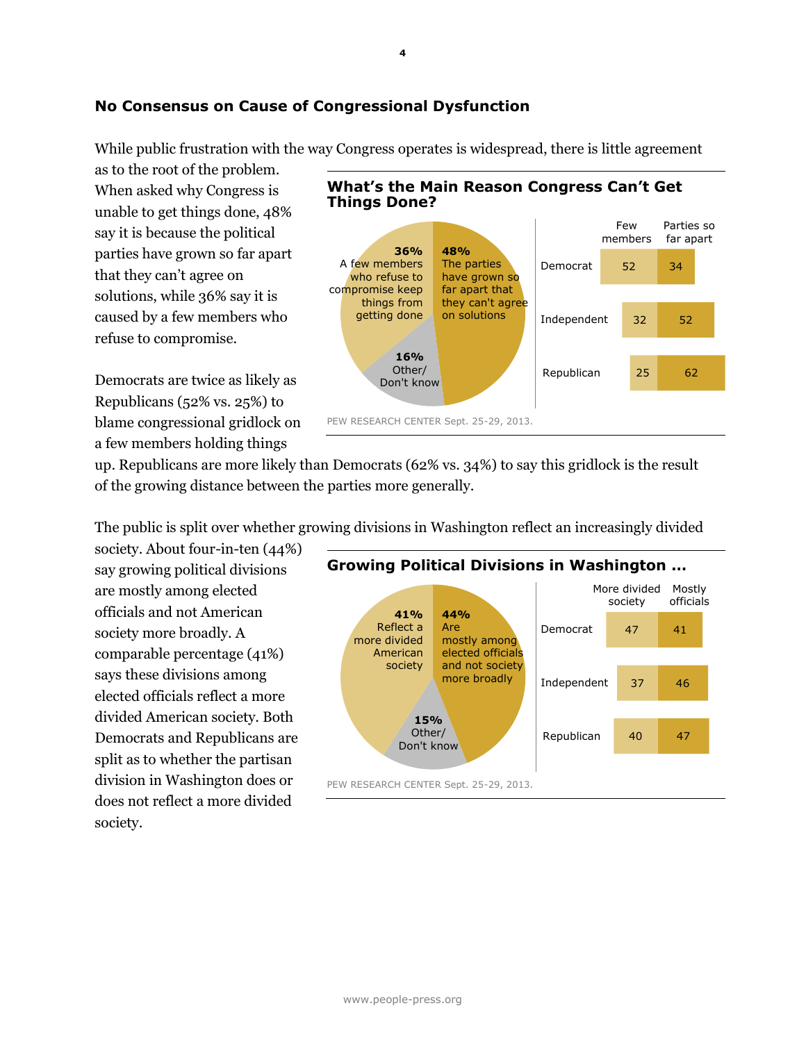## No Consensus on Cause of Congressional Dysfunction

While public frustration with the way Congress operates is widespread, there is little agreement as to the root of the problem. When asked why Congress is unable to get things done, 48% say it is because the political parties have grown so far apart that they can't agree on solutions, while 36% say it is caused by a few members who refuse to compromise.

Democrats are twice as likely as Republicans (52% vs. 25%) to blame congressional gridlock on a few members holding things up. Republicans are more likely than Democrats (62% vs. 34%) to say this gridlock is the result of the growing distance between the parties more generally.

### What's the Main Reason Congress Can't Get Things Done?

- 48% The parties have grown so far apart that they can't agree on solutions
- 36% A few members who refuse to compromise keep things from getting done
- 16% Other/ Don't know

| | Few members | Parties so far apart |
|---|---|---|
| Democrat | 52 | 34 |
| Independent | 32 | 52 |
| Republican | 25 | 62 |

PEW RESEARCH CENTER Sept. 25-29, 2013.

The public is split over whether growing divisions in Washington reflect an increasingly divided society. About four-in-ten (44%) say growing political divisions are mostly among elected officials and not American society more broadly. A comparable percentage (41%) says these divisions among elected officials reflect a more divided American society. Both Democrats and Republicans are split as to whether the partisan division in Washington does or does not reflect a more divided society.

### Growing Political Divisions in Washington …

- 44% Are mostly among elected officials and not society more broadly
- 41% Reflect a more divided American society
- 15% Other/ Don't know

| | More divided society | Mostly officials |
|---|---|---|
| Democrat | 47 | 41 |
| Independent | 37 | 46 |
| Republican | 40 | 47 |

PEW RESEARCH CENTER Sept. 25-29, 2013.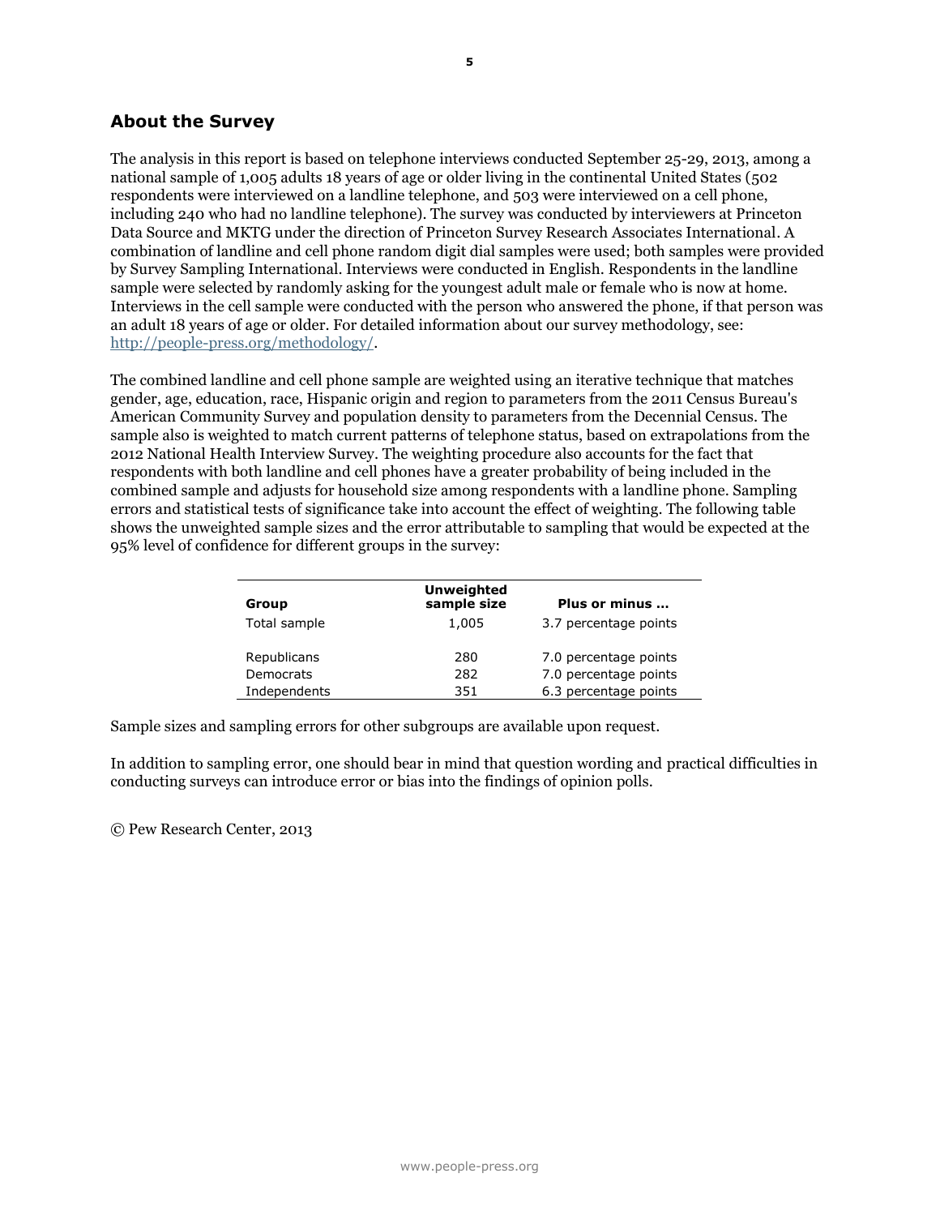## About the Survey

The analysis in this report is based on telephone interviews conducted September 25-29, 2013, among a national sample of 1,005 adults 18 years of age or older living in the continental United States (502 respondents were interviewed on a landline telephone, and 503 were interviewed on a cell phone, including 240 who had no landline telephone). The survey was conducted by interviewers at Princeton Data Source and MKTG under the direction of Princeton Survey Research Associates International. A combination of landline and cell phone random digit dial samples were used; both samples were provided by Survey Sampling International. Interviews were conducted in English. Respondents in the landline sample were selected by randomly asking for the youngest adult male or female who is now at home. Interviews in the cell sample were conducted with the person who answered the phone, if that person was an adult 18 years of age or older. For detailed information about our survey methodology, see: http://people-press.org/methodology/.

The combined landline and cell phone sample are weighted using an iterative technique that matches gender, age, education, race, Hispanic origin and region to parameters from the 2011 Census Bureau's American Community Survey and population density to parameters from the Decennial Census. The sample also is weighted to match current patterns of telephone status, based on extrapolations from the 2012 National Health Interview Survey. The weighting procedure also accounts for the fact that respondents with both landline and cell phones have a greater probability of being included in the combined sample and adjusts for household size among respondents with a landline phone. Sampling errors and statistical tests of significance take into account the effect of weighting. The following table shows the unweighted sample sizes and the error attributable to sampling that would be expected at the 95% level of confidence for different groups in the survey:

| Group | Unweighted sample size | Plus or minus ... |
|---|---|---|
| Total sample | 1,005 | 3.7 percentage points |
| | | |
| Republicans | 280 | 7.0 percentage points |
| Democrats | 282 | 7.0 percentage points |
| Independents | 351 | 6.3 percentage points |

Sample sizes and sampling errors for other subgroups are available upon request.

In addition to sampling error, one should bear in mind that question wording and practical difficulties in conducting surveys can introduce error or bias into the findings of opinion polls.

© Pew Research Center, 2013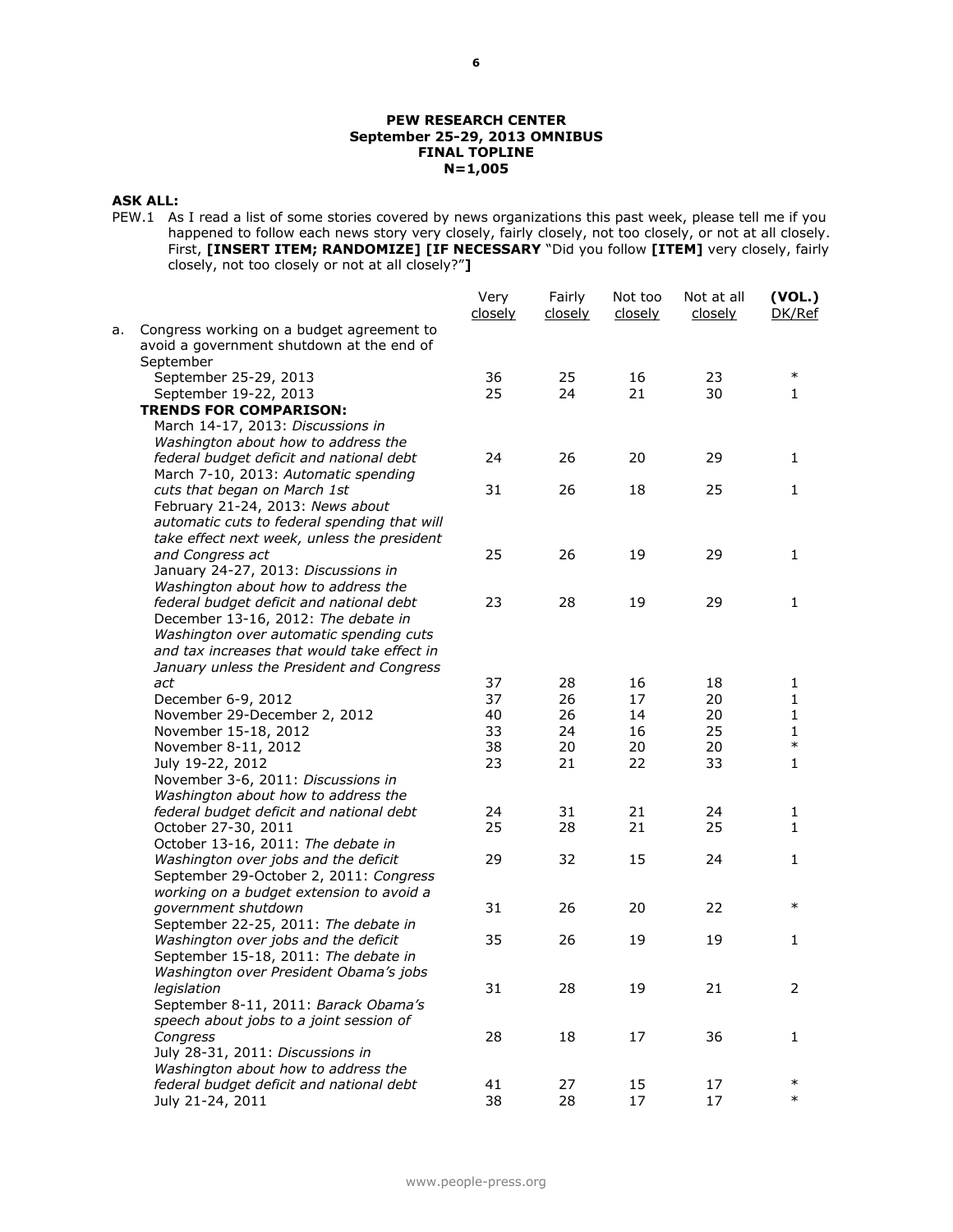**PEW RESEARCH CENTER**
**September 25-29, 2013 OMNIBUS**
**FINAL TOPLINE**
**N=1,005**

**ASK ALL:**

PEW.1 As I read a list of some stories covered by news organizations this past week, please tell me if you happened to follow each news story very closely, fairly closely, not too closely, or not at all closely. First, **[INSERT ITEM; RANDOMIZE] [IF NECESSARY** "Did you follow **[ITEM]** very closely, fairly closely, not too closely or not at all closely?"**]**

| | Very closely | Fairly closely | Not too closely | Not at all closely | **(VOL.)** DK/Ref |
|---|---|---|---|---|---|
| a. Congress working on a budget agreement to avoid a government shutdown at the end of September | | | | | |
| September 25-29, 2013 | 36 | 25 | 16 | 23 | * |
| September 19-22, 2013 | 25 | 24 | 21 | 30 | 1 |
| **TRENDS FOR COMPARISON:** | | | | | |
| March 14-17, 2013: *Discussions in Washington about how to address the federal budget deficit and national debt* | 24 | 26 | 20 | 29 | 1 |
| March 7-10, 2013: *Automatic spending cuts that began on March 1st* | 31 | 26 | 18 | 25 | 1 |
| February 21-24, 2013: *News about automatic cuts to federal spending that will take effect next week, unless the president and Congress act* | 25 | 26 | 19 | 29 | 1 |
| January 24-27, 2013: *Discussions in Washington about how to address the federal budget deficit and national debt* | 23 | 28 | 19 | 29 | 1 |
| December 13-16, 2012: *The debate in Washington over automatic spending cuts and tax increases that would take effect in January unless the President and Congress act* | 37 | 28 | 16 | 18 | 1 |
| December 6-9, 2012 | 37 | 26 | 17 | 20 | 1 |
| November 29-December 2, 2012 | 40 | 26 | 14 | 20 | 1 |
| November 15-18, 2012 | 33 | 24 | 16 | 25 | 1 |
| November 8-11, 2012 | 38 | 20 | 20 | 20 | * |
| July 19-22, 2012 | 23 | 21 | 22 | 33 | 1 |
| November 3-6, 2011: *Discussions in Washington about how to address the federal budget deficit and national debt* | 24 | 31 | 21 | 24 | 1 |
| October 27-30, 2011 | 25 | 28 | 21 | 25 | 1 |
| October 13-16, 2011: *The debate in Washington over jobs and the deficit* | 29 | 32 | 15 | 24 | 1 |
| September 29-October 2, 2011: *Congress working on a budget extension to avoid a government shutdown* | 31 | 26 | 20 | 22 | * |
| September 22-25, 2011: *The debate in Washington over jobs and the deficit* | 35 | 26 | 19 | 19 | 1 |
| September 15-18, 2011: *The debate in Washington over President Obama's jobs legislation* | 31 | 28 | 19 | 21 | 2 |
| September 8-11, 2011: *Barack Obama's speech about jobs to a joint session of Congress* | 28 | 18 | 17 | 36 | 1 |
| July 28-31, 2011: *Discussions in Washington about how to address the federal budget deficit and national debt* | 41 | 27 | 15 | 17 | * |
| July 21-24, 2011 | 38 | 28 | 17 | 17 | * |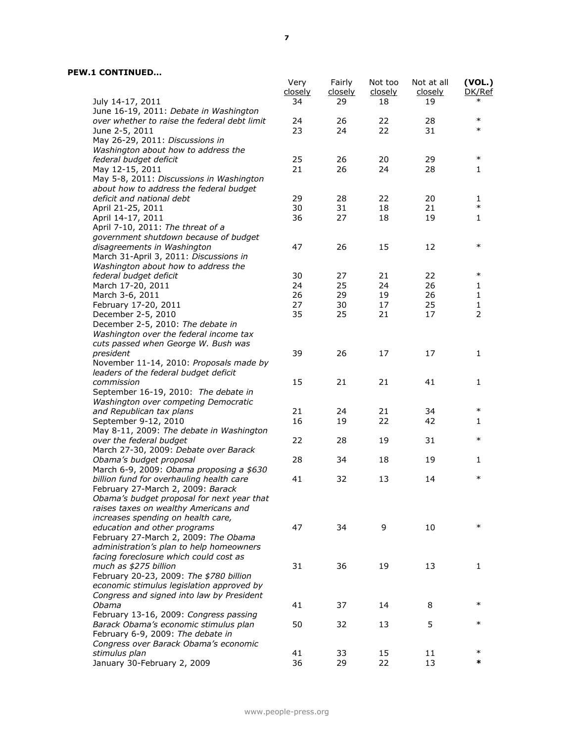**PEW.1 CONTINUED…**

| | Very closely | Fairly closely | Not too closely | Not at all closely | (VOL.) DK/Ref |
|---|---|---|---|---|---|
| July 14-17, 2011 | 34 | 29 | 18 | 19 | * |
| June 16-19, 2011: *Debate in Washington over whether to raise the federal debt limit* | 24 | 26 | 22 | 28 | * |
| June 2-5, 2011 | 23 | 24 | 22 | 31 | * |
| May 26-29, 2011: *Discussions in Washington about how to address the federal budget deficit* | 25 | 26 | 20 | 29 | * |
| May 12-15, 2011 | 21 | 26 | 24 | 28 | 1 |
| May 5-8, 2011: *Discussions in Washington about how to address the federal budget deficit and national debt* | 29 | 28 | 22 | 20 | 1 |
| April 21-25, 2011 | 30 | 31 | 18 | 21 | * |
| April 14-17, 2011 | 36 | 27 | 18 | 19 | 1 |
| April 7-10, 2011: *The threat of a government shutdown because of budget disagreements in Washington* | 47 | 26 | 15 | 12 | * |
| March 31-April 3, 2011: *Discussions in Washington about how to address the federal budget deficit* | 30 | 27 | 21 | 22 | * |
| March 17-20, 2011 | 24 | 25 | 24 | 26 | 1 |
| March 3-6, 2011 | 26 | 29 | 19 | 26 | 1 |
| February 17-20, 2011 | 27 | 30 | 17 | 25 | 1 |
| December 2-5, 2010 | 35 | 25 | 21 | 17 | 2 |
| December 2-5, 2010: *The debate in Washington over the federal income tax cuts passed when George W. Bush was president* | 39 | 26 | 17 | 17 | 1 |
| November 11-14, 2010: *Proposals made by leaders of the federal budget deficit commission* | 15 | 21 | 21 | 41 | 1 |
| September 16-19, 2010: *The debate in Washington over competing Democratic and Republican tax plans* | 21 | 24 | 21 | 34 | * |
| September 9-12, 2010 | 16 | 19 | 22 | 42 | 1 |
| May 8-11, 2009: *The debate in Washington over the federal budget* | 22 | 28 | 19 | 31 | * |
| March 27-30, 2009: *Debate over Barack Obama's budget proposal* | 28 | 34 | 18 | 19 | 1 |
| March 6-9, 2009: *Obama proposing a $630 billion fund for overhauling health care* | 41 | 32 | 13 | 14 | * |
| February 27-March 2, 2009: *Barack Obama's budget proposal for next year that raises taxes on wealthy Americans and increases spending on health care, education and other programs* | 47 | 34 | 9 | 10 | * |
| February 27-March 2, 2009: *The Obama administration's plan to help homeowners facing foreclosure which could cost as much as $275 billion* | 31 | 36 | 19 | 13 | 1 |
| February 20-23, 2009: *The $780 billion economic stimulus legislation approved by Congress and signed into law by President Obama* | 41 | 37 | 14 | 8 | * |
| February 13-16, 2009: *Congress passing Barack Obama's economic stimulus plan* | 50 | 32 | 13 | 5 | * |
| February 6-9, 2009: *The debate in Congress over Barack Obama's economic stimulus plan* | 41 | 33 | 15 | 11 | * |
| January 30-February 2, 2009 | 36 | 29 | 22 | 13 | * |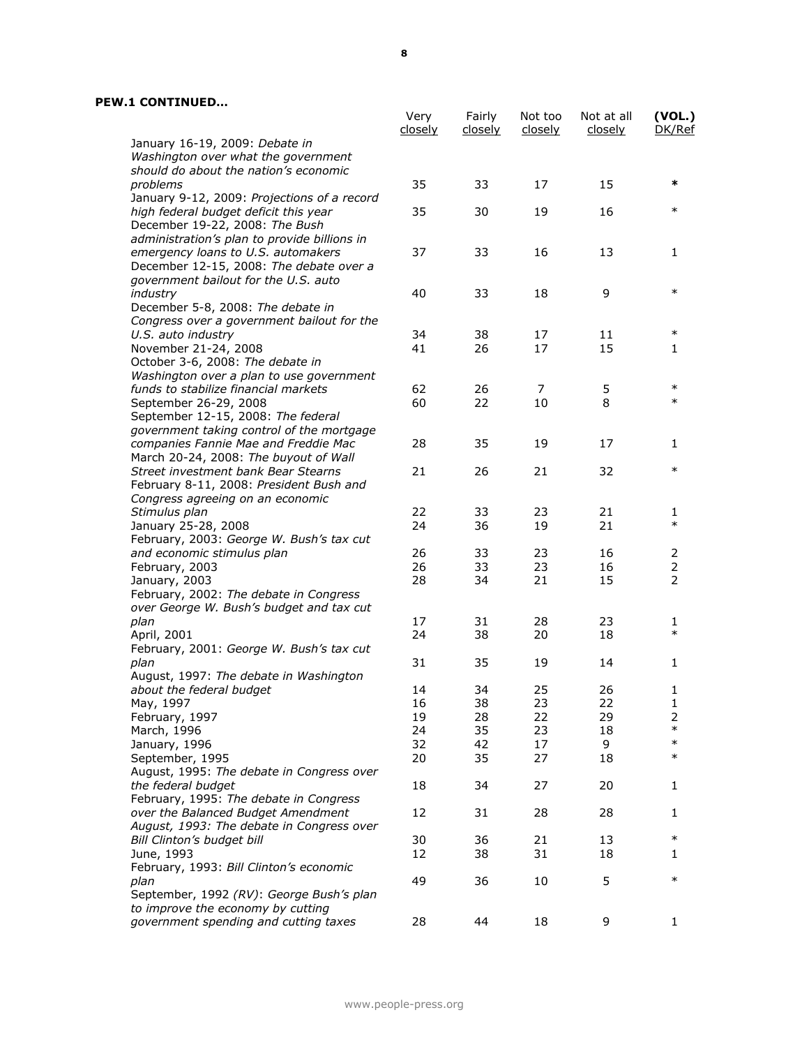**PEW.1 CONTINUED…**

| | Very closely | Fairly closely | Not too closely | Not at all closely | (VOL.) DK/Ref |
|---|---|---|---|---|---|
| January 16-19, 2009: *Debate in Washington over what the government should do about the nation's economic problems* | 35 | 33 | 17 | 15 | * |
| January 9-12, 2009: *Projections of a record high federal budget deficit this year* | 35 | 30 | 19 | 16 | * |
| December 19-22, 2008: *The Bush administration's plan to provide billions in emergency loans to U.S. automakers* | 37 | 33 | 16 | 13 | 1 |
| December 12-15, 2008: *The debate over a government bailout for the U.S. auto industry* | 40 | 33 | 18 | 9 | * |
| December 5-8, 2008: *The debate in Congress over a government bailout for the U.S. auto industry* | 34 | 38 | 17 | 11 | * |
| November 21-24, 2008 | 41 | 26 | 17 | 15 | 1 |
| October 3-6, 2008: *The debate in Washington over a plan to use government funds to stabilize financial markets* | 62 | 26 | 7 | 5 | * |
| September 26-29, 2008 | 60 | 22 | 10 | 8 | * |
| September 12-15, 2008: *The federal government taking control of the mortgage companies Fannie Mae and Freddie Mac* | 28 | 35 | 19 | 17 | 1 |
| March 20-24, 2008: *The buyout of Wall Street investment bank Bear Stearns* | 21 | 26 | 21 | 32 | * |
| February 8-11, 2008: *President Bush and Congress agreeing on an economic Stimulus plan* | 22 | 33 | 23 | 21 | 1 |
| January 25-28, 2008 | 24 | 36 | 19 | 21 | * |
| February, 2003: *George W. Bush's tax cut and economic stimulus plan* | 26 | 33 | 23 | 16 | 2 |
| February, 2003 | 26 | 33 | 23 | 16 | 2 |
| January, 2003 | 28 | 34 | 21 | 15 | 2 |
| February, 2002: *The debate in Congress over George W. Bush's budget and tax cut plan* | 17 | 31 | 28 | 23 | 1 |
| April, 2001 | 24 | 38 | 20 | 18 | * |
| February, 2001: *George W. Bush's tax cut plan* | 31 | 35 | 19 | 14 | 1 |
| August, 1997: *The debate in Washington about the federal budget* | 14 | 34 | 25 | 26 | 1 |
| May, 1997 | 16 | 38 | 23 | 22 | 1 |
| February, 1997 | 19 | 28 | 22 | 29 | 2 |
| March, 1996 | 24 | 35 | 23 | 18 | * |
| January, 1996 | 32 | 42 | 17 | 9 | * |
| September, 1995 | 20 | 35 | 27 | 18 | * |
| August, 1995: *The debate in Congress over the federal budget* | 18 | 34 | 27 | 20 | 1 |
| February, 1995: *The debate in Congress over the Balanced Budget Amendment* | 12 | 31 | 28 | 28 | 1 |
| *August, 1993: The debate in Congress over Bill Clinton's budget bill* | 30 | 36 | 21 | 13 | * |
| June, 1993 | 12 | 38 | 31 | 18 | 1 |
| February, 1993: *Bill Clinton's economic plan* | 49 | 36 | 10 | 5 | * |
| September, 1992 *(RV)*: *George Bush's plan to improve the economy by cutting government spending and cutting taxes* | 28 | 44 | 18 | 9 | 1 |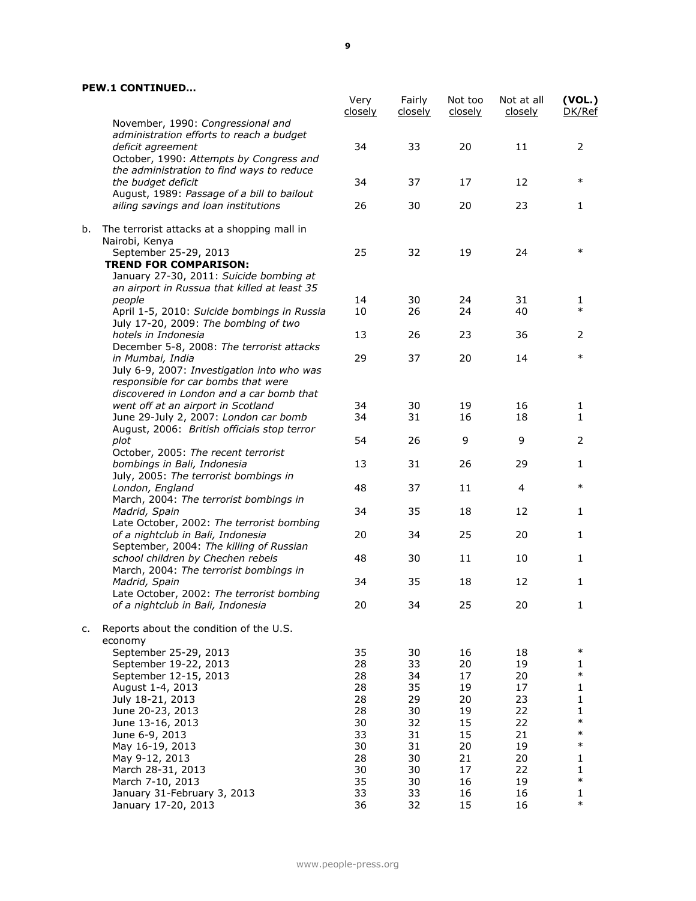**PEW.1 CONTINUED…**

| | Very closely | Fairly closely | Not too closely | Not at all closely | (VOL.) DK/Ref |
|---|---|---|---|---|---|
| November, 1990: *Congressional and administration efforts to reach a budget deficit agreement* | 34 | 33 | 20 | 11 | 2 |
| October, 1990: *Attempts by Congress and the administration to find ways to reduce the budget deficit* | 34 | 37 | 17 | 12 | * |
| August, 1989: *Passage of a bill to bailout ailing savings and loan institutions* | 26 | 30 | 20 | 23 | 1 |
| b. The terrorist attacks at a shopping mall in Nairobi, Kenya | | | | | |
| September 25-29, 2013 | 25 | 32 | 19 | 24 | * |
| **TREND FOR COMPARISON:** | | | | | |
| January 27-30, 2011: *Suicide bombing at an airport in Russua that killed at least 35 people* | 14 | 30 | 24 | 31 | 1 |
| April 1-5, 2010: *Suicide bombings in Russia* | 10 | 26 | 24 | 40 | * |
| July 17-20, 2009: *The bombing of two hotels in Indonesia* | 13 | 26 | 23 | 36 | 2 |
| December 5-8, 2008: *The terrorist attacks in Mumbai, India* | 29 | 37 | 20 | 14 | * |
| July 6-9, 2007: *Investigation into who was responsible for car bombs that were discovered in London and a car bomb that went off at an airport in Scotland* | 34 | 30 | 19 | 16 | 1 |
| June 29-July 2, 2007: *London car bomb* | 34 | 31 | 16 | 18 | 1 |
| August, 2006: *British officials stop terror plot* | 54 | 26 | 9 | 9 | 2 |
| October, 2005: *The recent terrorist bombings in Bali, Indonesia* | 13 | 31 | 26 | 29 | 1 |
| July, 2005: *The terrorist bombings in London, England* | 48 | 37 | 11 | 4 | * |
| March, 2004: *The terrorist bombings in Madrid, Spain* | 34 | 35 | 18 | 12 | 1 |
| Late October, 2002: *The terrorist bombing of a nightclub in Bali, Indonesia* | 20 | 34 | 25 | 20 | 1 |
| September, 2004: *The killing of Russian school children by Chechen rebels* | 48 | 30 | 11 | 10 | 1 |
| March, 2004: *The terrorist bombings in Madrid, Spain* | 34 | 35 | 18 | 12 | 1 |
| Late October, 2002: *The terrorist bombing of a nightclub in Bali, Indonesia* | 20 | 34 | 25 | 20 | 1 |
| c. Reports about the condition of the U.S. economy | | | | | |
| September 25-29, 2013 | 35 | 30 | 16 | 18 | * |
| September 19-22, 2013 | 28 | 33 | 20 | 19 | 1 |
| September 12-15, 2013 | 28 | 34 | 17 | 20 | * |
| August 1-4, 2013 | 28 | 35 | 19 | 17 | 1 |
| July 18-21, 2013 | 28 | 29 | 20 | 23 | 1 |
| June 20-23, 2013 | 28 | 30 | 19 | 22 | 1 |
| June 13-16, 2013 | 30 | 32 | 15 | 22 | * |
| June 6-9, 2013 | 33 | 31 | 15 | 21 | * |
| May 16-19, 2013 | 30 | 31 | 20 | 19 | * |
| May 9-12, 2013 | 28 | 30 | 21 | 20 | 1 |
| March 28-31, 2013 | 30 | 30 | 17 | 22 | 1 |
| March 7-10, 2013 | 35 | 30 | 16 | 19 | * |
| January 31-February 3, 2013 | 33 | 33 | 16 | 16 | 1 |
| January 17-20, 2013 | 36 | 32 | 15 | 16 | * |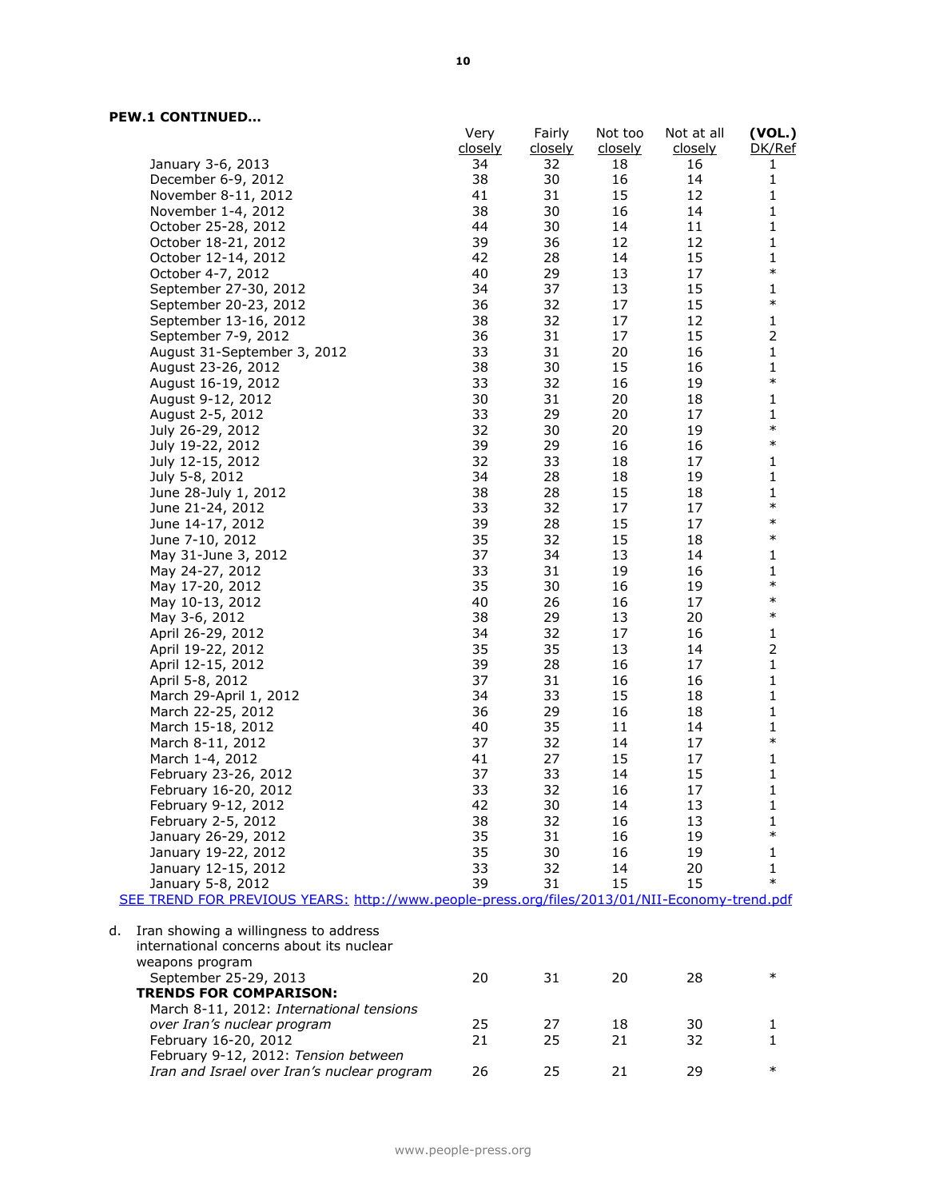**PEW.1 CONTINUED…**

| | Very closely | Fairly closely | Not too closely | Not at all closely | (VOL.) DK/Ref |
|---|---|---|---|---|---|
| January 3-6, 2013 | 34 | 32 | 18 | 16 | 1 |
| December 6-9, 2012 | 38 | 30 | 16 | 14 | 1 |
| November 8-11, 2012 | 41 | 31 | 15 | 12 | 1 |
| November 1-4, 2012 | 38 | 30 | 16 | 14 | 1 |
| October 25-28, 2012 | 44 | 30 | 14 | 11 | 1 |
| October 18-21, 2012 | 39 | 36 | 12 | 12 | 1 |
| October 12-14, 2012 | 42 | 28 | 14 | 15 | 1 |
| October 4-7, 2012 | 40 | 29 | 13 | 17 | * |
| September 27-30, 2012 | 34 | 37 | 13 | 15 | 1 |
| September 20-23, 2012 | 36 | 32 | 17 | 15 | * |
| September 13-16, 2012 | 38 | 32 | 17 | 12 | 1 |
| September 7-9, 2012 | 36 | 31 | 17 | 15 | 2 |
| August 31-September 3, 2012 | 33 | 31 | 20 | 16 | 1 |
| August 23-26, 2012 | 38 | 30 | 15 | 16 | 1 |
| August 16-19, 2012 | 33 | 32 | 16 | 19 | * |
| August 9-12, 2012 | 30 | 31 | 20 | 18 | 1 |
| August 2-5, 2012 | 33 | 29 | 20 | 17 | 1 |
| July 26-29, 2012 | 32 | 30 | 20 | 19 | * |
| July 19-22, 2012 | 39 | 29 | 16 | 16 | * |
| July 12-15, 2012 | 32 | 33 | 18 | 17 | 1 |
| July 5-8, 2012 | 34 | 28 | 18 | 19 | 1 |
| June 28-July 1, 2012 | 38 | 28 | 15 | 18 | 1 |
| June 21-24, 2012 | 33 | 32 | 17 | 17 | * |
| June 14-17, 2012 | 39 | 28 | 15 | 17 | * |
| June 7-10, 2012 | 35 | 32 | 15 | 18 | * |
| May 31-June 3, 2012 | 37 | 34 | 13 | 14 | 1 |
| May 24-27, 2012 | 33 | 31 | 19 | 16 | 1 |
| May 17-20, 2012 | 35 | 30 | 16 | 19 | * |
| May 10-13, 2012 | 40 | 26 | 16 | 17 | * |
| May 3-6, 2012 | 38 | 29 | 13 | 20 | * |
| April 26-29, 2012 | 34 | 32 | 17 | 16 | 1 |
| April 19-22, 2012 | 35 | 35 | 13 | 14 | 2 |
| April 12-15, 2012 | 39 | 28 | 16 | 17 | 1 |
| April 5-8, 2012 | 37 | 31 | 16 | 16 | 1 |
| March 29-April 1, 2012 | 34 | 33 | 15 | 18 | 1 |
| March 22-25, 2012 | 36 | 29 | 16 | 18 | 1 |
| March 15-18, 2012 | 40 | 35 | 11 | 14 | 1 |
| March 8-11, 2012 | 37 | 32 | 14 | 17 | * |
| March 1-4, 2012 | 41 | 27 | 15 | 17 | 1 |
| February 23-26, 2012 | 37 | 33 | 14 | 15 | 1 |
| February 16-20, 2012 | 33 | 32 | 16 | 17 | 1 |
| February 9-12, 2012 | 42 | 30 | 14 | 13 | 1 |
| February 2-5, 2012 | 38 | 32 | 16 | 13 | 1 |
| January 26-29, 2012 | 35 | 31 | 16 | 19 | * |
| January 19-22, 2012 | 35 | 30 | 16 | 19 | 1 |
| January 12-15, 2012 | 33 | 32 | 14 | 20 | 1 |
| January 5-8, 2012 | 39 | 31 | 15 | 15 | * |

SEE TREND FOR PREVIOUS YEARS: http://www.people-press.org/files/2013/01/NII-Economy-trend.pdf

| | Very closely | Fairly closely | Not too closely | Not at all closely | (VOL.) DK/Ref |
|---|---|---|---|---|---|
| d. Iran showing a willingness to address international concerns about its nuclear weapons program | | | | | |
| September 25-29, 2013 | 20 | 31 | 20 | 28 | * |
| **TRENDS FOR COMPARISON:** | | | | | |
| March 8-11, 2012: *International tensions over Iran's nuclear program* | 25 | 27 | 18 | 30 | 1 |
| February 16-20, 2012 | 21 | 25 | 21 | 32 | 1 |
| February 9-12, 2012: *Tension between Iran and Israel over Iran's nuclear program* | 26 | 25 | 21 | 29 | * |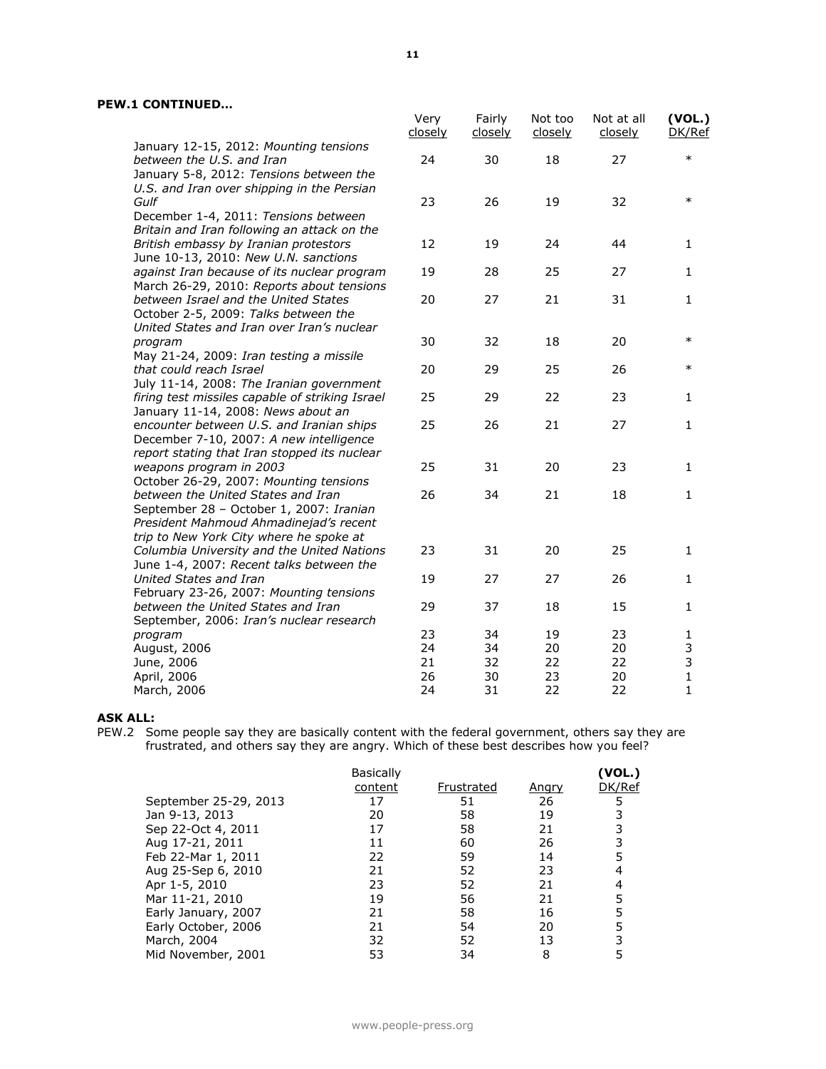**PEW.1 CONTINUED…**

| | Very closely | Fairly closely | Not too closely | Not at all closely | (VOL.) DK/Ref |
|---|---|---|---|---|---|
| January 12-15, 2012: *Mounting tensions between the U.S. and Iran* | 24 | 30 | 18 | 27 | * |
| January 5-8, 2012: *Tensions between the U.S. and Iran over shipping in the Persian Gulf* | 23 | 26 | 19 | 32 | * |
| December 1-4, 2011: *Tensions between Britain and Iran following an attack on the British embassy by Iranian protestors* | 12 | 19 | 24 | 44 | 1 |
| June 10-13, 2010: *New U.N. sanctions against Iran because of its nuclear program* | 19 | 28 | 25 | 27 | 1 |
| March 26-29, 2010: *Reports about tensions between Israel and the United States* | 20 | 27 | 21 | 31 | 1 |
| October 2-5, 2009: *Talks between the United States and Iran over Iran's nuclear program* | 30 | 32 | 18 | 20 | * |
| May 21-24, 2009: *Iran testing a missile that could reach Israel* | 20 | 29 | 25 | 26 | * |
| July 11-14, 2008: *The Iranian government firing test missiles capable of striking Israel* | 25 | 29 | 22 | 23 | 1 |
| January 11-14, 2008: *News about an encounter between U.S. and Iranian ships* | 25 | 26 | 21 | 27 | 1 |
| December 7-10, 2007: *A new intelligence report stating that Iran stopped its nuclear weapons program in 2003* | 25 | 31 | 20 | 23 | 1 |
| October 26-29, 2007: *Mounting tensions between the United States and Iran* | 26 | 34 | 21 | 18 | 1 |
| September 28 – October 1, 2007: *Iranian President Mahmoud Ahmadinejad's recent trip to New York City where he spoke at Columbia University and the United Nations* | 23 | 31 | 20 | 25 | 1 |
| June 1-4, 2007: *Recent talks between the United States and Iran* | 19 | 27 | 27 | 26 | 1 |
| February 23-26, 2007: *Mounting tensions between the United States and Iran* | 29 | 37 | 18 | 15 | 1 |
| September, 2006: *Iran's nuclear research program* | 23 | 34 | 19 | 23 | 1 |
| August, 2006 | 24 | 34 | 20 | 20 | 3 |
| June, 2006 | 21 | 32 | 22 | 22 | 3 |
| April, 2006 | 26 | 30 | 23 | 20 | 1 |
| March, 2006 | 24 | 31 | 22 | 22 | 1 |

**ASK ALL:**

PEW.2 Some people say they are basically content with the federal government, others say they are frustrated, and others say they are angry. Which of these best describes how you feel?

| | Basically content | Frustrated | Angry | (VOL.) DK/Ref |
|---|---|---|---|---|
| September 25-29, 2013 | 17 | 51 | 26 | 5 |
| Jan 9-13, 2013 | 20 | 58 | 19 | 3 |
| Sep 22-Oct 4, 2011 | 17 | 58 | 21 | 3 |
| Aug 17-21, 2011 | 11 | 60 | 26 | 3 |
| Feb 22-Mar 1, 2011 | 22 | 59 | 14 | 5 |
| Aug 25-Sep 6, 2010 | 21 | 52 | 23 | 4 |
| Apr 1-5, 2010 | 23 | 52 | 21 | 4 |
| Mar 11-21, 2010 | 19 | 56 | 21 | 5 |
| Early January, 2007 | 21 | 58 | 16 | 5 |
| Early October, 2006 | 21 | 54 | 20 | 5 |
| March, 2004 | 32 | 52 | 13 | 3 |
| Mid November, 2001 | 53 | 34 | 8 | 5 |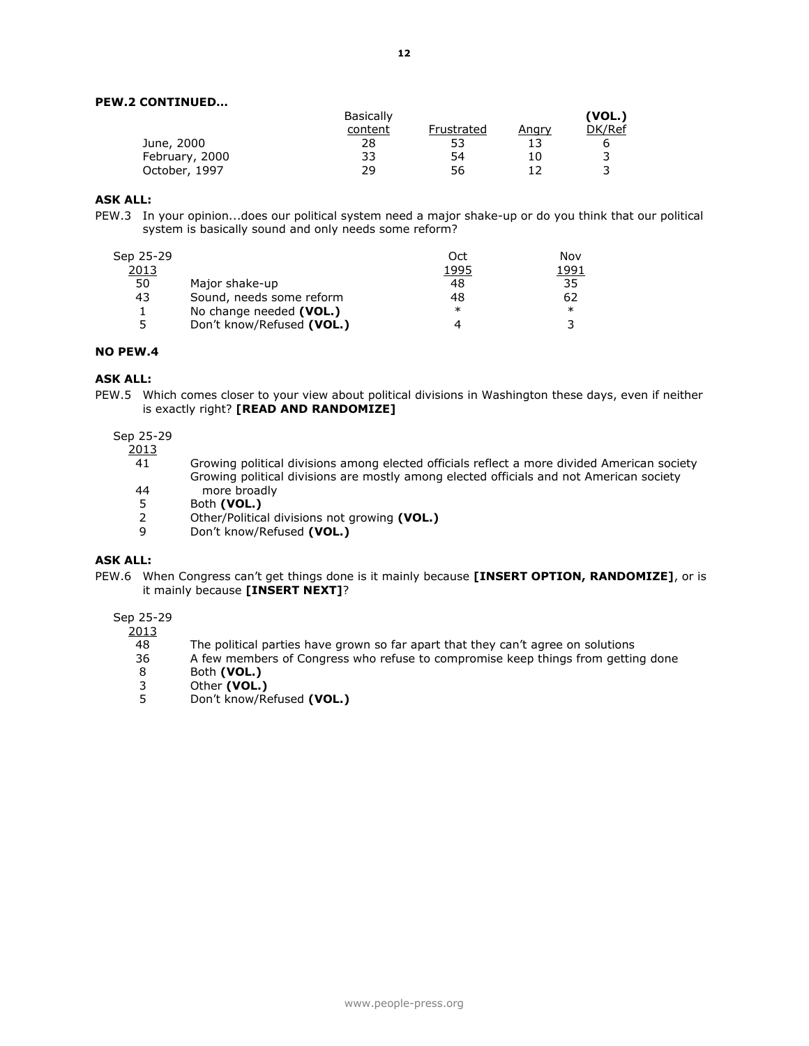**PEW.2 CONTINUED…**

| | Basically content | Frustrated | Angry | (VOL.) DK/Ref |
|---|---|---|---|---|
| June, 2000 | 28 | 53 | 13 | 6 |
| February, 2000 | 33 | 54 | 10 | 3 |
| October, 1997 | 29 | 56 | 12 | 3 |

**ASK ALL:**

PEW.3 In your opinion...does our political system need a major shake-up or do you think that our political system is basically sound and only needs some reform?

| Sep 25-29 2013 | | Oct 1995 | Nov 1991 |
|---|---|---|---|
| 50 | Major shake-up | 48 | 35 |
| 43 | Sound, needs some reform | 48 | 62 |
| 1 | No change needed **(VOL.)** | * | * |
| 5 | Don't know/Refused **(VOL.)** | 4 | 3 |

**NO PEW.4**

**ASK ALL:**

PEW.5 Which comes closer to your view about political divisions in Washington these days, even if neither is exactly right? **[READ AND RANDOMIZE]**

| Sep 25-29 2013 | |
|---|---|
| 41 | Growing political divisions among elected officials reflect a more divided American society |
| 44 | Growing political divisions are mostly among elected officials and not American society more broadly |
| 5 | Both **(VOL.)** |
| 2 | Other/Political divisions not growing **(VOL.)** |
| 9 | Don't know/Refused **(VOL.)** |

**ASK ALL:**

PEW.6 When Congress can't get things done is it mainly because **[INSERT OPTION, RANDOMIZE]**, or is it mainly because **[INSERT NEXT]**?

| Sep 25-29 2013 | |
|---|---|
| 48 | The political parties have grown so far apart that they can't agree on solutions |
| 36 | A few members of Congress who refuse to compromise keep things from getting done |
| 8 | Both **(VOL.)** |
| 3 | Other **(VOL.)** |
| 5 | Don't know/Refused **(VOL.)** |